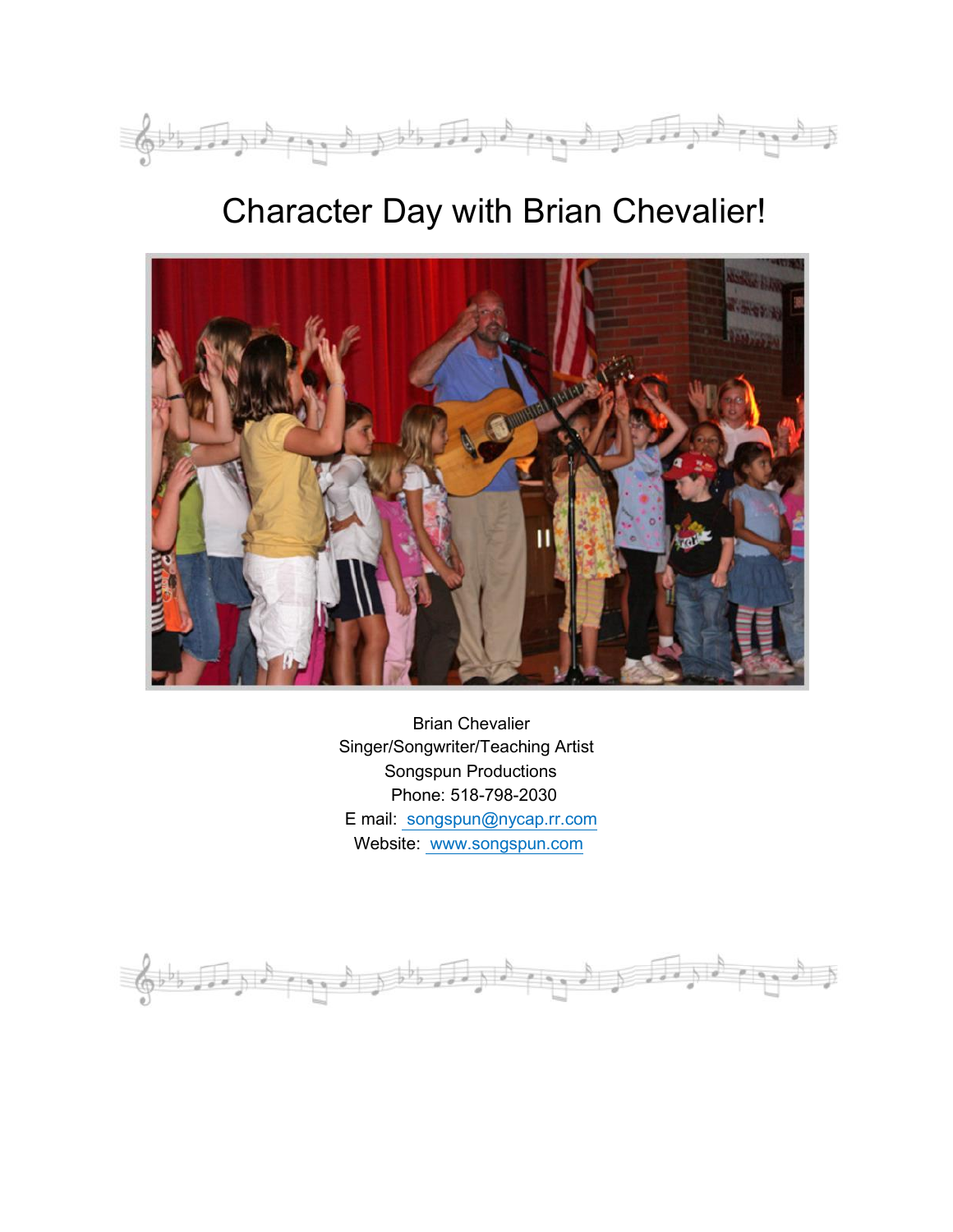# Character Day with Brian Chevalier!

Brian Chevalier
Singer/Songwriter/Teaching Artist
Songspun Productions
Phone: 518-798-2030
E mail: songspun@nycap.rr.com
Website: www.songspun.com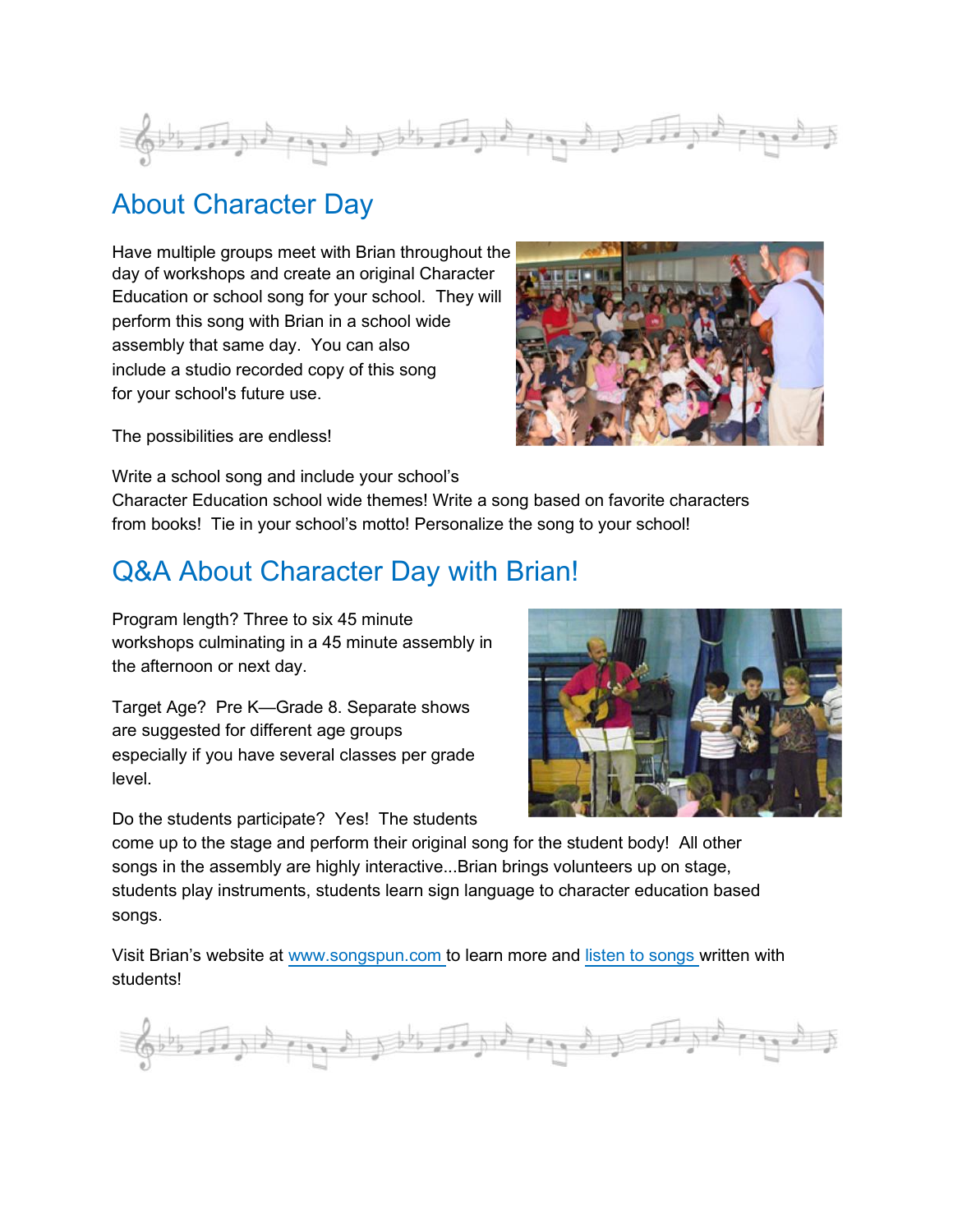## About Character Day

Have multiple groups meet with Brian throughout the day of workshops and create an original Character Education or school song for your school. They will perform this song with Brian in a school wide assembly that same day. You can also include a studio recorded copy of this song for your school's future use.

The possibilities are endless!

Write a school song and include your school's Character Education school wide themes! Write a song based on favorite characters from books! Tie in your school's motto! Personalize the song to your school!

## Q&A About Character Day with Brian!

Program length? Three to six 45 minute workshops culminating in a 45 minute assembly in the afternoon or next day.

Target Age? Pre K—Grade 8. Separate shows are suggested for different age groups especially if you have several classes per grade level.

Do the students participate? Yes! The students come up to the stage and perform their original song for the student body! All other songs in the assembly are highly interactive...Brian brings volunteers up on stage, students play instruments, students learn sign language to character education based songs.

Visit Brian's website at [www.songspun.com](http://www.songspun.com) to learn more and [listen to songs](#) written with students!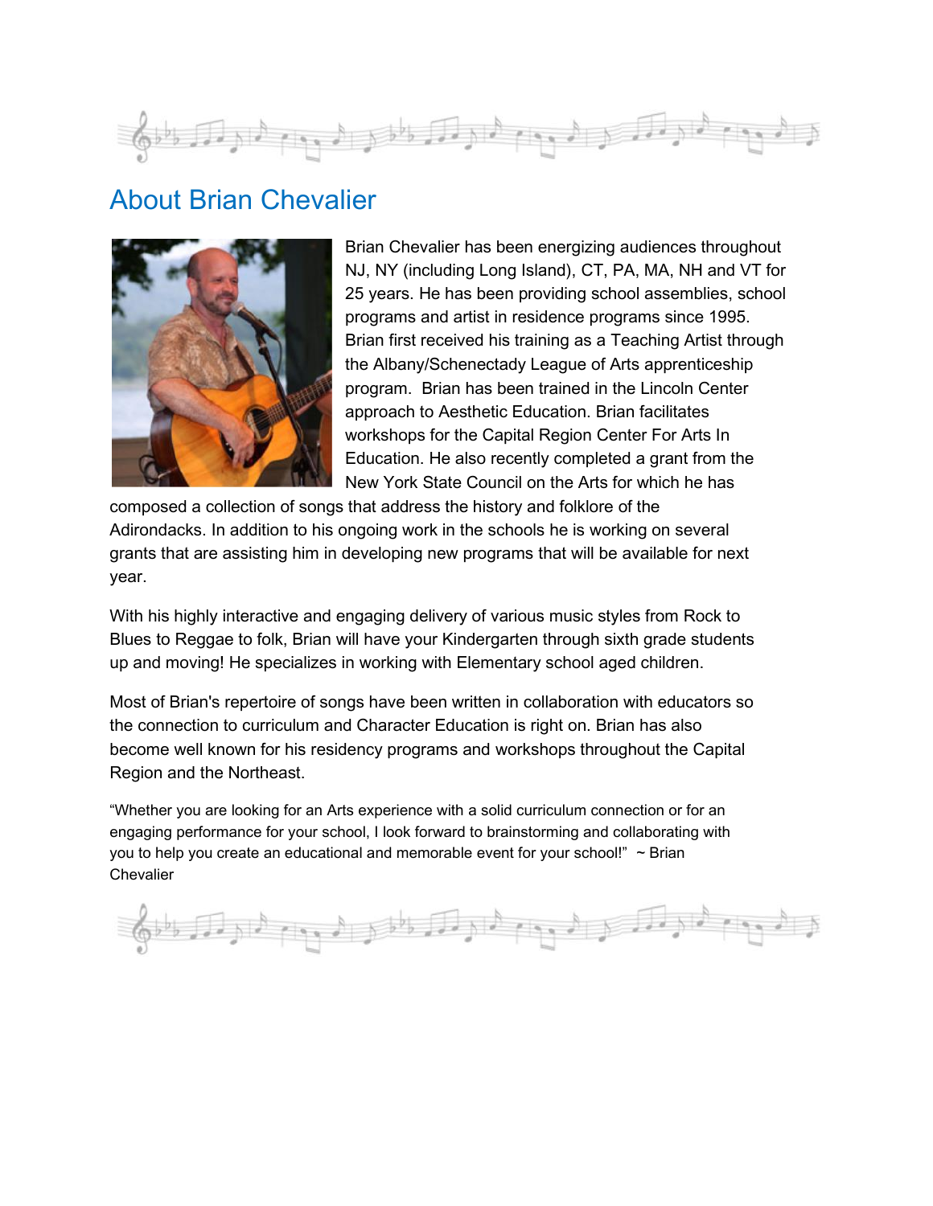## About Brian Chevalier

Brian Chevalier has been energizing audiences throughout NJ, NY (including Long Island), CT, PA, MA, NH and VT for 25 years. He has been providing school assemblies, school programs and artist in residence programs since 1995. Brian first received his training as a Teaching Artist through the Albany/Schenectady League of Arts apprenticeship program. Brian has been trained in the Lincoln Center approach to Aesthetic Education. Brian facilitates workshops for the Capital Region Center For Arts In Education. He also recently completed a grant from the New York State Council on the Arts for which he has composed a collection of songs that address the history and folklore of the Adirondacks. In addition to his ongoing work in the schools he is working on several grants that are assisting him in developing new programs that will be available for next year.

With his highly interactive and engaging delivery of various music styles from Rock to Blues to Reggae to folk, Brian will have your Kindergarten through sixth grade students up and moving! He specializes in working with Elementary school aged children.

Most of Brian's repertoire of songs have been written in collaboration with educators so the connection to curriculum and Character Education is right on. Brian has also become well known for his residency programs and workshops throughout the Capital Region and the Northeast.

"Whether you are looking for an Arts experience with a solid curriculum connection or for an engaging performance for your school, I look forward to brainstorming and collaborating with you to help you create an educational and memorable event for your school!" ~ Brian Chevalier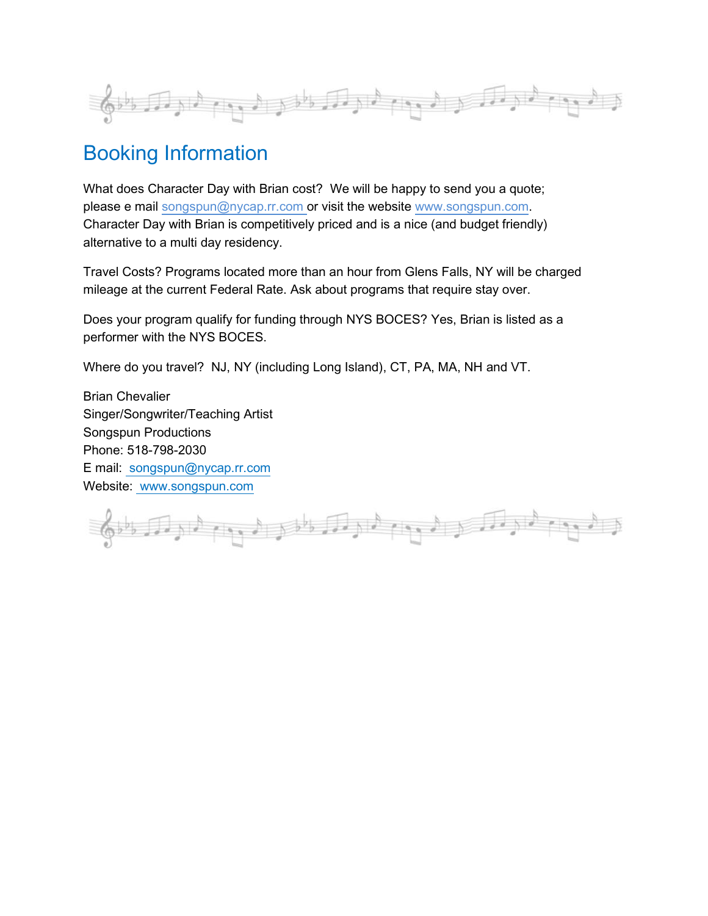## Booking Information

What does Character Day with Brian cost? We will be happy to send you a quote; please e mail songspun@nycap.rr.com or visit the website www.songspun.com. Character Day with Brian is competitively priced and is a nice (and budget friendly) alternative to a multi day residency.

Travel Costs? Programs located more than an hour from Glens Falls, NY will be charged mileage at the current Federal Rate. Ask about programs that require stay over.

Does your program qualify for funding through NYS BOCES? Yes, Brian is listed as a performer with the NYS BOCES.

Where do you travel? NJ, NY (including Long Island), CT, PA, MA, NH and VT.

Brian Chevalier  
Singer/Songwriter/Teaching Artist  
Songspun Productions  
Phone: 518-798-2030  
E mail: songspun@nycap.rr.com  
Website: www.songspun.com